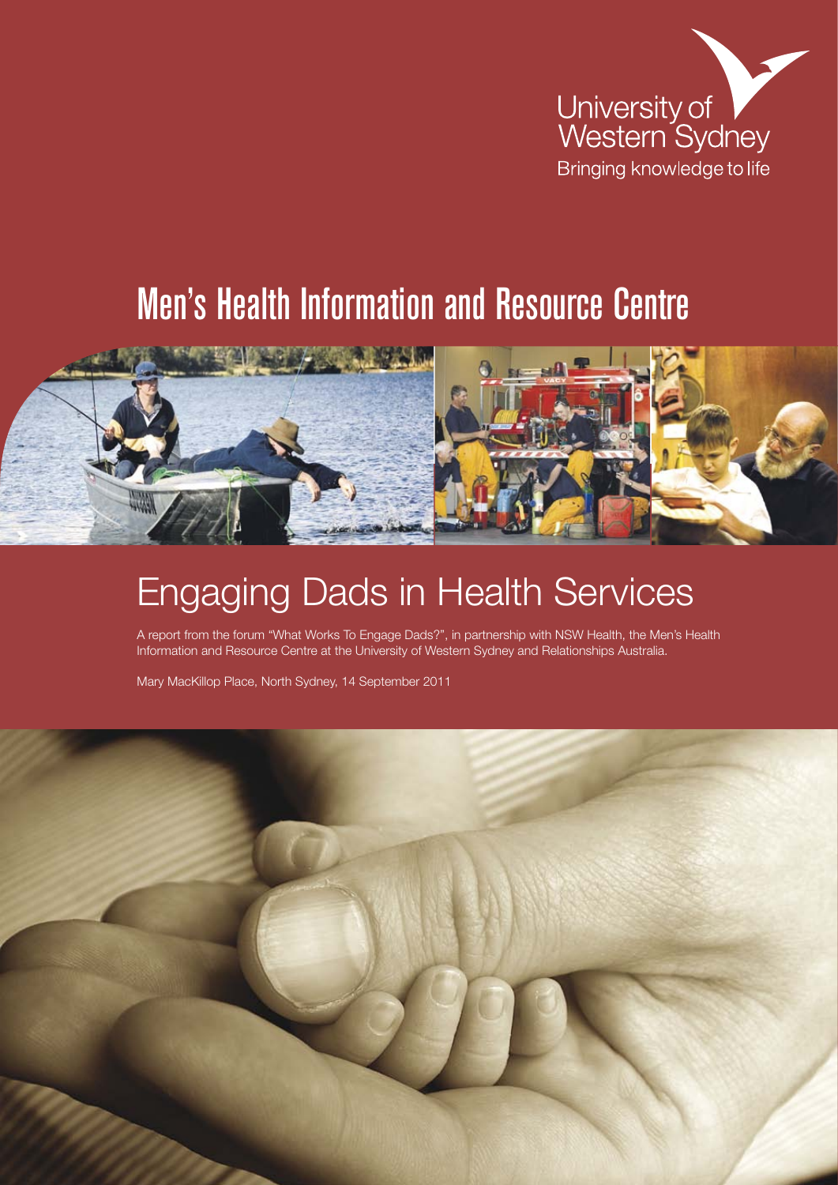University of Western Sydney

Bringing knowledge to life

# Men's Health Information and Resource Centre

# Engaging Dads in Health Services

A report from the forum "What Works To Engage Dads?", in partnership with NSW Health, the Men's Health Information and Resource Centre at the University of Western Sydney and Relationships Australia.

Mary MacKillop Place, North Sydney, 14 September 2011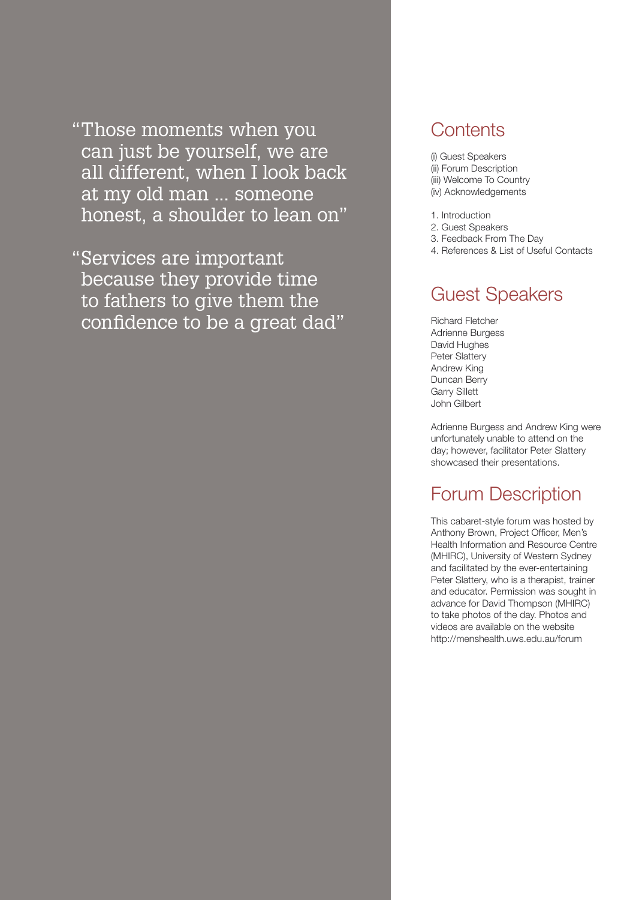"Those moments when you can just be yourself, we are all different, when I look back at my old man ... someone honest, a shoulder to lean on"

"Services are important because they provide time to fathers to give them the confidence to be a great dad"

## Contents

(i) Guest Speakers
(ii) Forum Description
(iii) Welcome To Country
(iv) Acknowledgements

1. Introduction
2. Guest Speakers
3. Feedback From The Day
4. References & List of Useful Contacts

## Guest Speakers

Richard Fletcher
Adrienne Burgess
David Hughes
Peter Slattery
Andrew King
Duncan Berry
Garry Sillett
John Gilbert

Adrienne Burgess and Andrew King were unfortunately unable to attend on the day; however, facilitator Peter Slattery showcased their presentations.

## Forum Description

This cabaret-style forum was hosted by Anthony Brown, Project Officer, Men's Health Information and Resource Centre (MHIRC), University of Western Sydney and facilitated by the ever-entertaining Peter Slattery, who is a therapist, trainer and educator. Permission was sought in advance for David Thompson (MHIRC) to take photos of the day. Photos and videos are available on the website http://menshealth.uws.edu.au/forum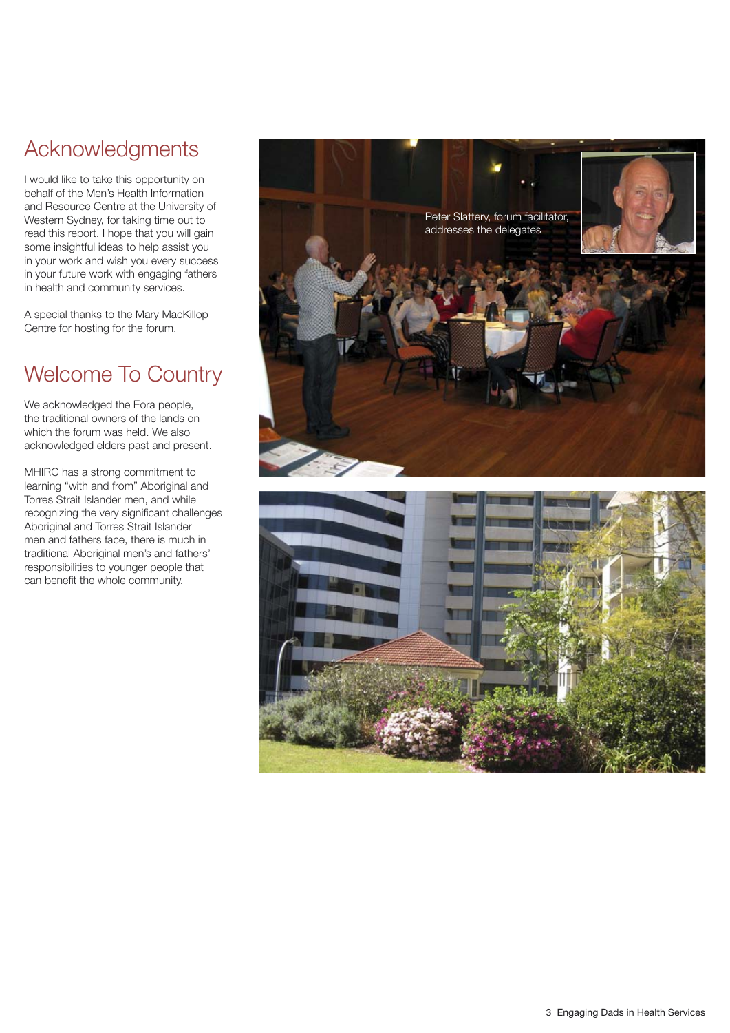# Acknowledgments

I would like to take this opportunity on behalf of the Men's Health Information and Resource Centre at the University of Western Sydney, for taking time out to read this report. I hope that you will gain some insightful ideas to help assist you in your work and wish you every success in your future work with engaging fathers in health and community services.

A special thanks to the Mary MacKillop Centre for hosting for the forum.

# Welcome To Country

We acknowledged the Eora people, the traditional owners of the lands on which the forum was held. We also acknowledged elders past and present.

MHIRC has a strong commitment to learning "with and from" Aboriginal and Torres Strait Islander men, and while recognizing the very significant challenges Aboriginal and Torres Strait Islander men and fathers face, there is much in traditional Aboriginal men's and fathers' responsibilities to younger people that can benefit the whole community.

Peter Slattery, forum facilitator, addresses the delegates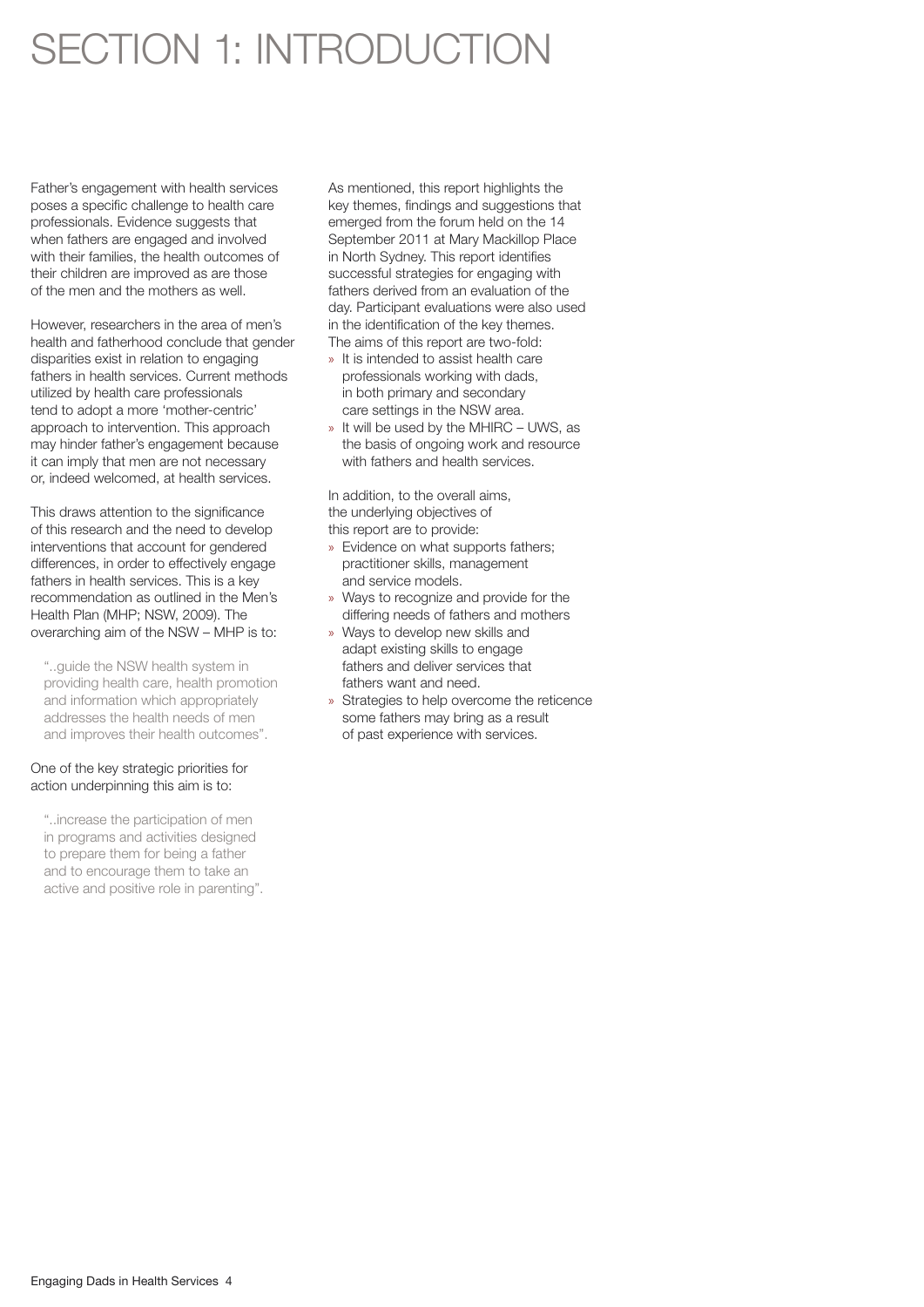# SECTION 1: INTRODUCTION

Father's engagement with health services poses a specific challenge to health care professionals. Evidence suggests that when fathers are engaged and involved with their families, the health outcomes of their children are improved as are those of the men and the mothers as well.

However, researchers in the area of men's health and fatherhood conclude that gender disparities exist in relation to engaging fathers in health services. Current methods utilized by health care professionals tend to adopt a more 'mother-centric' approach to intervention. This approach may hinder father's engagement because it can imply that men are not necessary or, indeed welcomed, at health services.

This draws attention to the significance of this research and the need to develop interventions that account for gendered differences, in order to effectively engage fathers in health services. This is a key recommendation as outlined in the Men's Health Plan (MHP; NSW, 2009). The overarching aim of the NSW – MHP is to:

> "..guide the NSW health system in providing health care, health promotion and information which appropriately addresses the health needs of men and improves their health outcomes".

One of the key strategic priorities for action underpinning this aim is to:

> "..increase the participation of men in programs and activities designed to prepare them for being a father and to encourage them to take an active and positive role in parenting".

As mentioned, this report highlights the key themes, findings and suggestions that emerged from the forum held on the 14 September 2011 at Mary Mackillop Place in North Sydney. This report identifies successful strategies for engaging with fathers derived from an evaluation of the day. Participant evaluations were also used in the identification of the key themes. The aims of this report are two-fold:

- It is intended to assist health care professionals working with dads, in both primary and secondary care settings in the NSW area.
- It will be used by the MHIRC – UWS, as the basis of ongoing work and resource with fathers and health services.

In addition, to the overall aims, the underlying objectives of this report are to provide:

- Evidence on what supports fathers; practitioner skills, management and service models.
- Ways to recognize and provide for the differing needs of fathers and mothers
- Ways to develop new skills and adapt existing skills to engage fathers and deliver services that fathers want and need.
- Strategies to help overcome the reticence some fathers may bring as a result of past experience with services.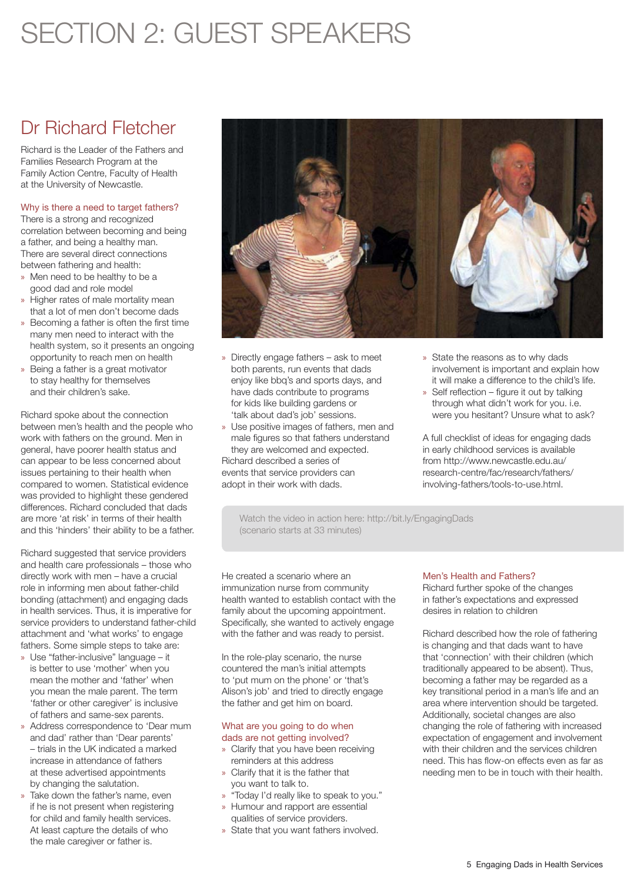# SECTION 2: GUEST SPEAKERS

## Dr Richard Fletcher

Richard is the Leader of the Fathers and Families Research Program at the Family Action Centre, Faculty of Health at the University of Newcastle.

### Why is there a need to target fathers?

There is a strong and recognized correlation between becoming and being a father, and being a healthy man. There are several direct connections between fathering and health:

- Men need to be healthy to be a good dad and role model
- Higher rates of male mortality mean that a lot of men don't become dads
- Becoming a father is often the first time many men need to interact with the health system, so it presents an ongoing opportunity to reach men on health
- Being a father is a great motivator to stay healthy for themselves and their children's sake.

Richard spoke about the connection between men's health and the people who work with fathers on the ground. Men in general, have poorer health status and can appear to be less concerned about issues pertaining to their health when compared to women. Statistical evidence was provided to highlight these gendered differences. Richard concluded that dads are more 'at risk' in terms of their health and this 'hinders' their ability to be a father.

Richard suggested that service providers and health care professionals – those who directly work with men – have a crucial role in informing men about father-child bonding (attachment) and engaging dads in health services. Thus, it is imperative for service providers to understand father-child attachment and 'what works' to engage fathers. Some simple steps to take are:

- Use "father-inclusive" language – it is better to use 'mother' when you mean the mother and 'father' when you mean the male parent. The term 'father or other caregiver' is inclusive of fathers and same-sex parents.
- Address correspondence to 'Dear mum and dad' rather than 'Dear parents' – trials in the UK indicated a marked increase in attendance of fathers at these advertised appointments by changing the salutation.
- Take down the father's name, even if he is not present when registering for child and family health services. At least capture the details of who the male caregiver or father is.
- Directly engage fathers – ask to meet both parents, run events that dads enjoy like bbq's and sports days, and have dads contribute to programs for kids like building gardens or 'talk about dad's job' sessions.
- Use positive images of fathers, men and male figures so that fathers understand they are welcomed and expected.

Richard described a series of events that service providers can adopt in their work with dads.

- State the reasons as to why dads involvement is important and explain how it will make a difference to the child's life.
- Self reflection – figure it out by talking through what didn't work for you. i.e. were you hesitant? Unsure what to ask?

A full checklist of ideas for engaging dads in early childhood services is available from http://www.newcastle.edu.au/research-centre/fac/research/fathers/involving-fathers/tools-to-use.html.

Watch the video in action here: http://bit.ly/EngagingDads (scenario starts at 33 minutes)

He created a scenario where an immunization nurse from community health wanted to establish contact with the family about the upcoming appointment. Specifically, she wanted to actively engage with the father and was ready to persist.

In the role-play scenario, the nurse countered the man's initial attempts to 'put mum on the phone' or 'that's Alison's job' and tried to directly engage the father and get him on board.

### What are you going to do when dads are not getting involved?

- Clarify that you have been receiving reminders at this address
- Clarify that it is the father that you want to talk to.
- "Today I'd really like to speak to you."
- Humour and rapport are essential qualities of service providers.
- State that you want fathers involved.

### Men's Health and Fathers?

Richard further spoke of the changes in father's expectations and expressed desires in relation to children

Richard described how the role of fathering is changing and that dads want to have that 'connection' with their children (which traditionally appeared to be absent). Thus, becoming a father may be regarded as a key transitional period in a man's life and an area where intervention should be targeted. Additionally, societal changes are also changing the role of fathering with increased expectation of engagement and involvement with their children and the services children need. This has flow-on effects even as far as needing men to be in touch with their health.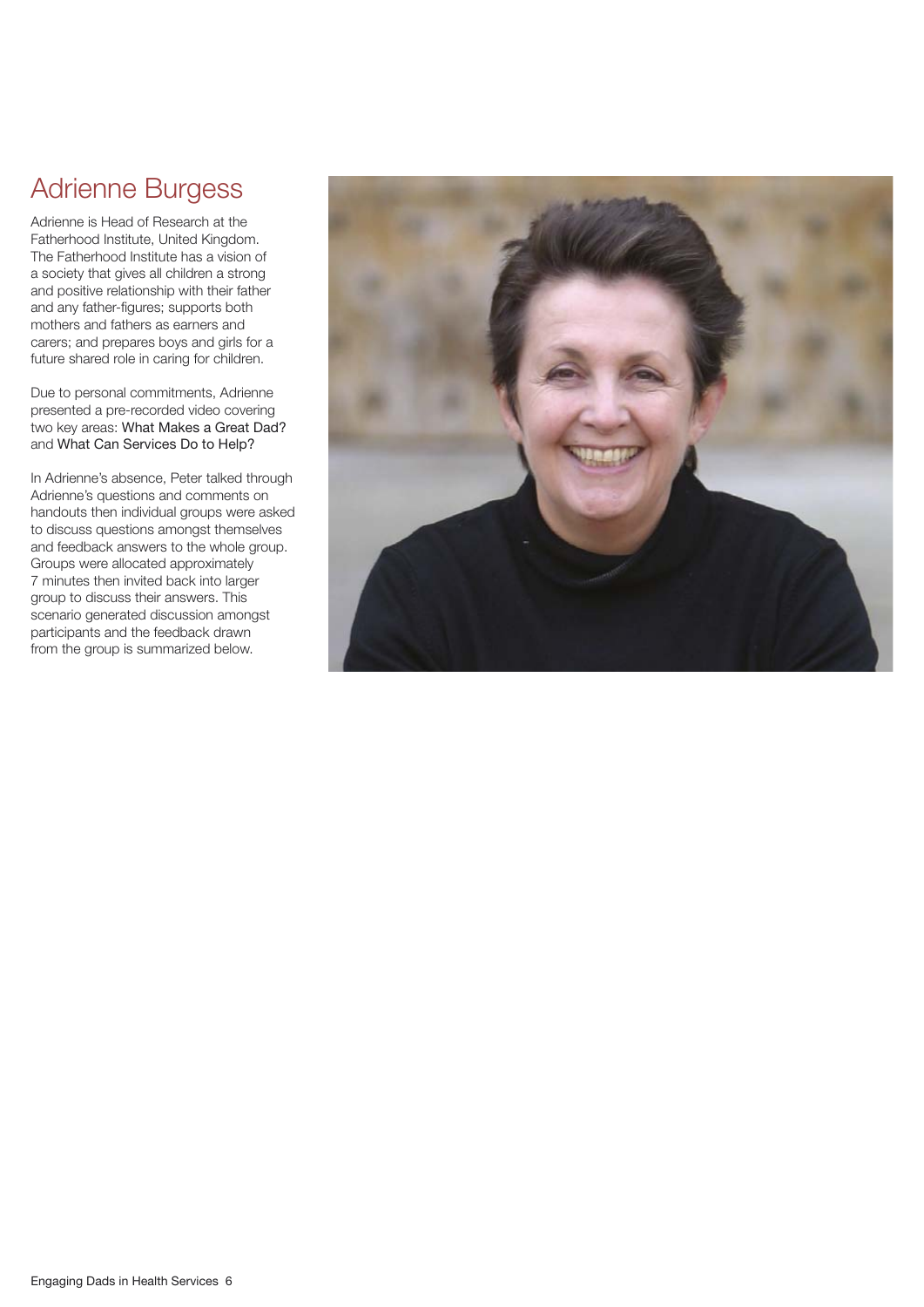# Adrienne Burgess

Adrienne is Head of Research at the Fatherhood Institute, United Kingdom. The Fatherhood Institute has a vision of a society that gives all children a strong and positive relationship with their father and any father-figures; supports both mothers and fathers as earners and carers; and prepares boys and girls for a future shared role in caring for children.

Due to personal commitments, Adrienne presented a pre-recorded video covering two key areas: What Makes a Great Dad? and What Can Services Do to Help?

In Adrienne's absence, Peter talked through Adrienne's questions and comments on handouts then individual groups were asked to discuss questions amongst themselves and feedback answers to the whole group. Groups were allocated approximately 7 minutes then invited back into larger group to discuss their answers. This scenario generated discussion amongst participants and the feedback drawn from the group is summarized below.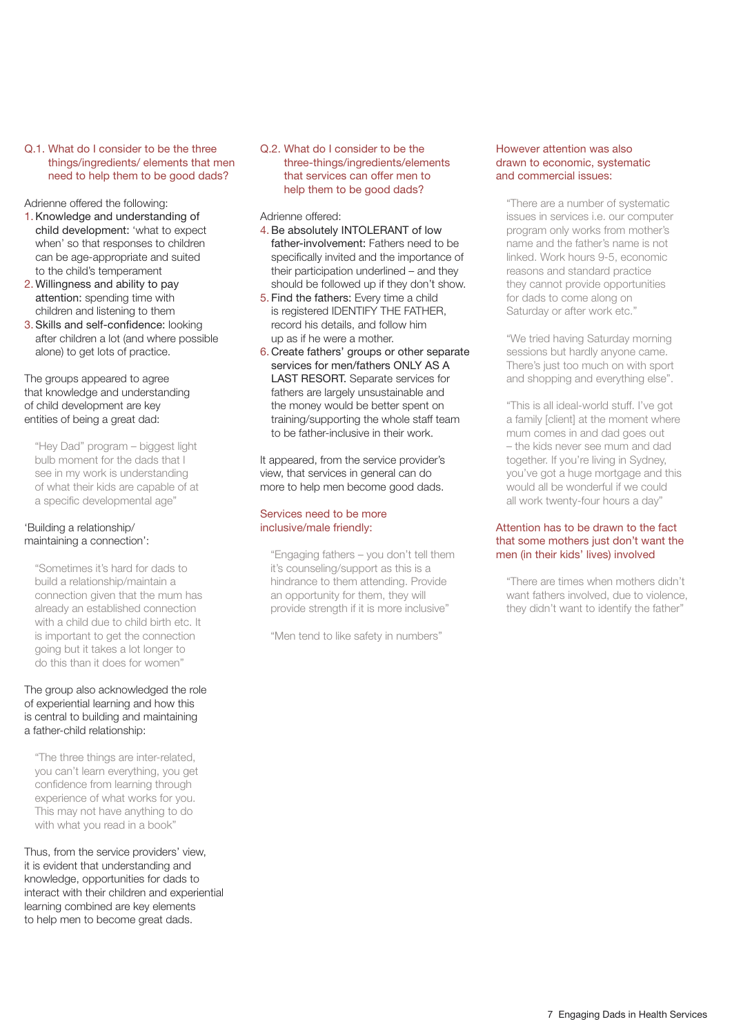### Q.1. What do I consider to be the three things/ingredients/ elements that men need to help them to be good dads?

Adrienne offered the following:

1. **Knowledge and understanding of child development:** 'what to expect when' so that responses to children can be age-appropriate and suited to the child's temperament
2. **Willingness and ability to pay attention:** spending time with children and listening to them
3. **Skills and self-confidence:** looking after children a lot (and where possible alone) to get lots of practice.

The groups appeared to agree that knowledge and understanding of child development are key entities of being a great dad:

> "Hey Dad" program – biggest light bulb moment for the dads that I see in my work is understanding of what their kids are capable of at a specific developmental age"

'Building a relationship/ maintaining a connection':

> "Sometimes it's hard for dads to build a relationship/maintain a connection given that the mum has already an established connection with a child due to child birth etc. It is important to get the connection going but it takes a lot longer to do this than it does for women"

The group also acknowledged the role of experiential learning and how this is central to building and maintaining a father-child relationship:

> "The three things are inter-related, you can't learn everything, you get confidence from learning through experience of what works for you. This may not have anything to do with what you read in a book"

Thus, from the service providers' view, it is evident that understanding and knowledge, opportunities for dads to interact with their children and experiential learning combined are key elements to help men to become great dads.

### Q.2. What do I consider to be the three-things/ingredients/elements that services can offer men to help them to be good dads?

Adrienne offered:

4. **Be absolutely INTOLERANT of low father-involvement:** Fathers need to be specifically invited and the importance of their participation underlined – and they should be followed up if they don't show.
5. **Find the fathers:** Every time a child is registered IDENTIFY THE FATHER, record his details, and follow him up as if he were a mother.
6. **Create fathers' groups or other separate services for men/fathers ONLY AS A LAST RESORT.** Separate services for fathers are largely unsustainable and the money would be better spent on training/supporting the whole staff team to be father-inclusive in their work.

It appeared, from the service provider's view, that services in general can do more to help men become good dads.

#### Services need to be more inclusive/male friendly:

> "Engaging fathers – you don't tell them it's counseling/support as this is a hindrance to them attending. Provide an opportunity for them, they will provide strength if it is more inclusive"

> "Men tend to like safety in numbers"

#### However attention was also drawn to economic, systematic and commercial issues:

> "There are a number of systematic issues in services i.e. our computer program only works from mother's name and the father's name is not linked. Work hours 9-5, economic reasons and standard practice they cannot provide opportunities for dads to come along on Saturday or after work etc."

> "We tried having Saturday morning sessions but hardly anyone came. There's just too much on with sport and shopping and everything else".

> "This is all ideal-world stuff. I've got a family [client] at the moment where mum comes in and dad goes out – the kids never see mum and dad together. If you're living in Sydney, you've got a huge mortgage and this would all be wonderful if we could all work twenty-four hours a day"

#### Attention has to be drawn to the fact that some mothers just don't want the men (in their kids' lives) involved

> "There are times when mothers didn't want fathers involved, due to violence, they didn't want to identify the father"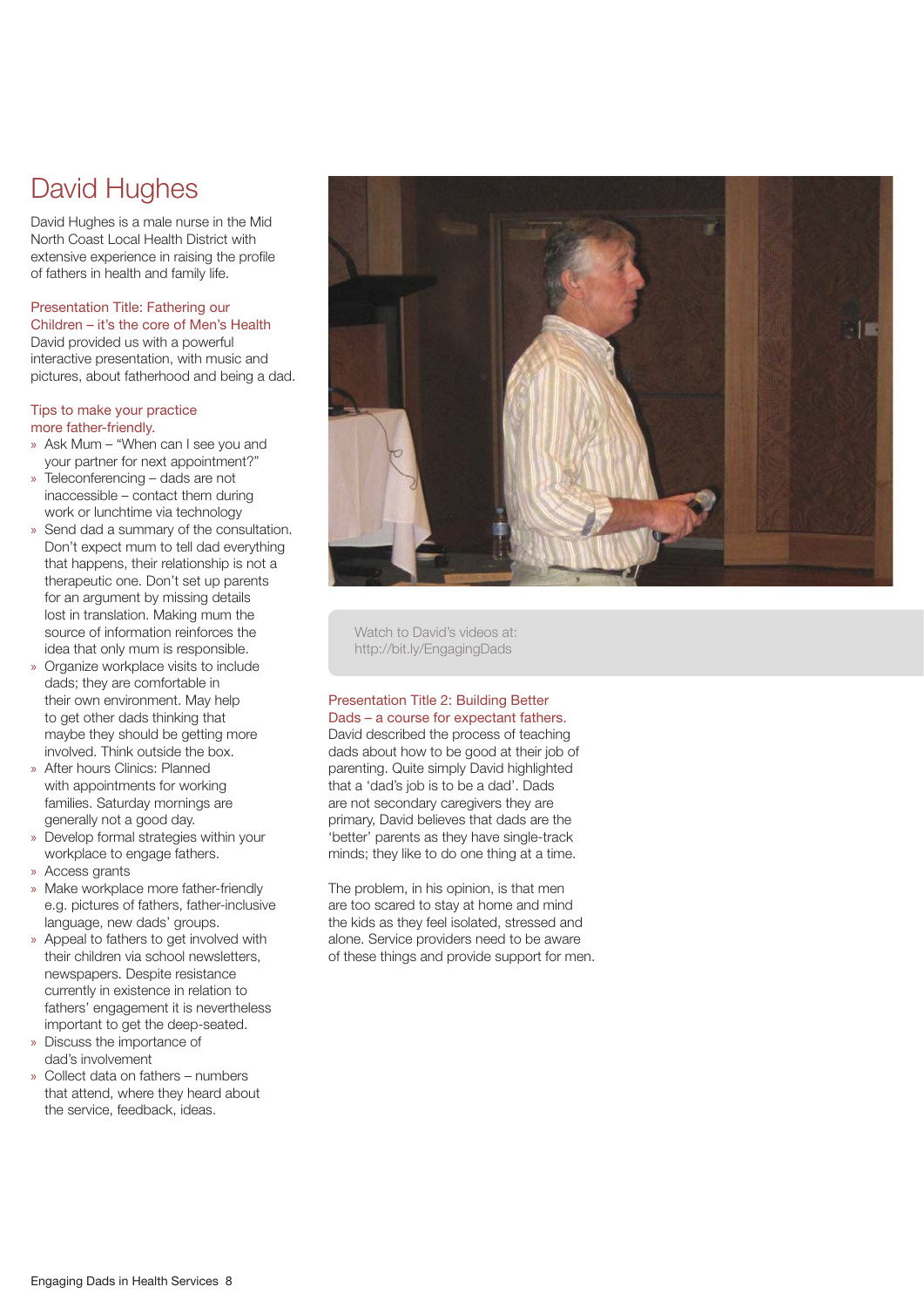# David Hughes

David Hughes is a male nurse in the Mid North Coast Local Health District with extensive experience in raising the profile of fathers in health and family life.

## Presentation Title: Fathering our Children – it's the core of Men's Health

David provided us with a powerful interactive presentation, with music and pictures, about fatherhood and being a dad.

## Tips to make your practice more father-friendly.

- Ask Mum – "When can I see you and your partner for next appointment?"
- Teleconferencing – dads are not inaccessible – contact them during work or lunchtime via technology
- Send dad a summary of the consultation. Don't expect mum to tell dad everything that happens, their relationship is not a therapeutic one. Don't set up parents for an argument by missing details lost in translation. Making mum the source of information reinforces the idea that only mum is responsible.
- Organize workplace visits to include dads; they are comfortable in their own environment. May help to get other dads thinking that maybe they should be getting more involved. Think outside the box.
- After hours Clinics: Planned with appointments for working families. Saturday mornings are generally not a good day.
- Develop formal strategies within your workplace to engage fathers.
- Access grants
- Make workplace more father-friendly e.g. pictures of fathers, father-inclusive language, new dads' groups.
- Appeal to fathers to get involved with their children via school newsletters, newspapers. Despite resistance currently in existence in relation to fathers' engagement it is nevertheless important to get the deep-seated.
- Discuss the importance of dad's involvement
- Collect data on fathers – numbers that attend, where they heard about the service, feedback, ideas.

Watch to David's videos at: http://bit.ly/EngagingDads

## Presentation Title 2: Building Better Dads – a course for expectant fathers.

David described the process of teaching dads about how to be good at their job of parenting. Quite simply David highlighted that a 'dad's job is to be a dad'. Dads are not secondary caregivers they are primary, David believes that dads are the 'better' parents as they have single-track minds; they like to do one thing at a time.

The problem, in his opinion, is that men are too scared to stay at home and mind the kids as they feel isolated, stressed and alone. Service providers need to be aware of these things and provide support for men.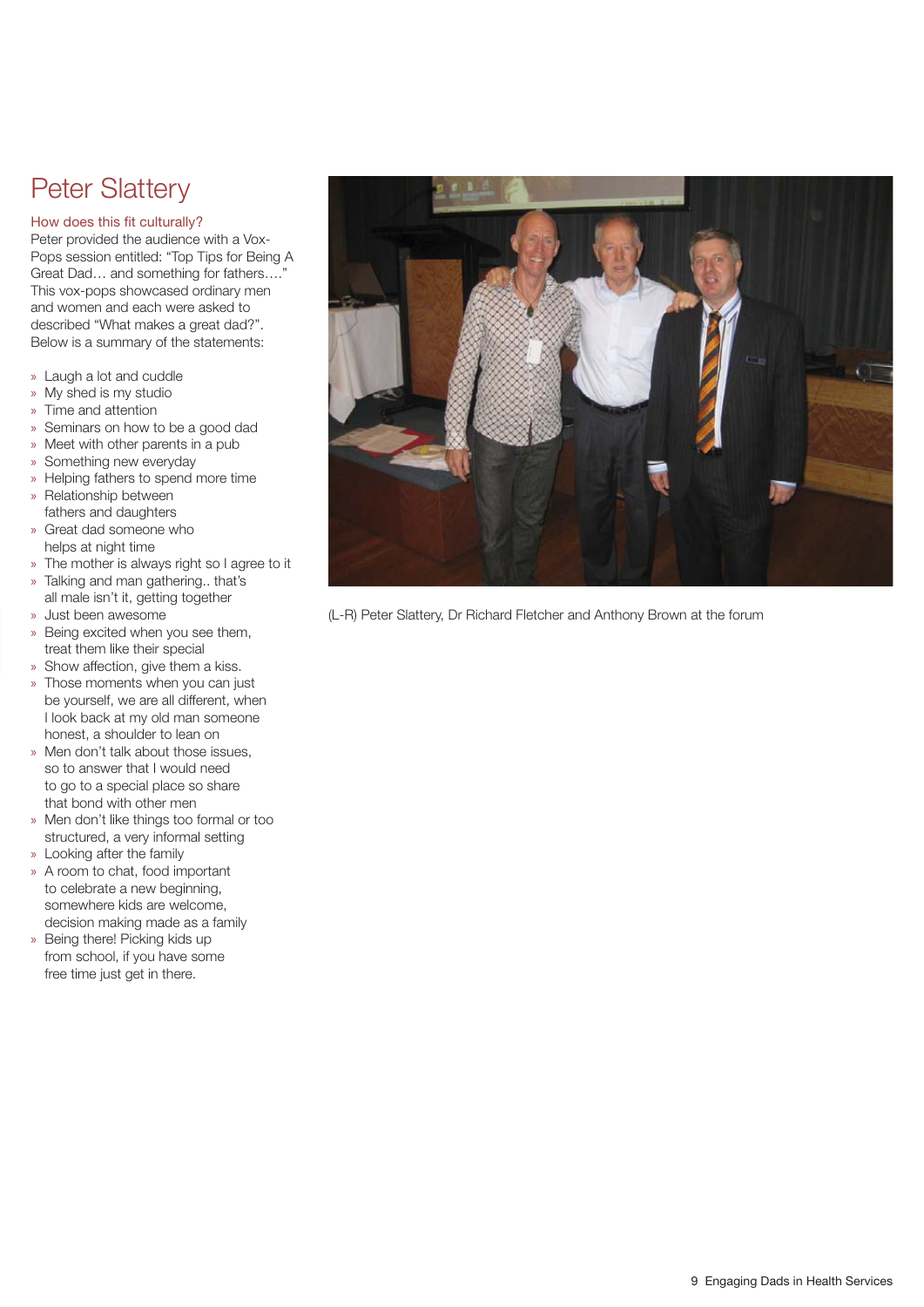# Peter Slattery

## How does this fit culturally?

Peter provided the audience with a Vox-Pops session entitled: "Top Tips for Being A Great Dad… and something for fathers…." This vox-pops showcased ordinary men and women and each were asked to described "What makes a great dad?". Below is a summary of the statements:

- Laugh a lot and cuddle
- My shed is my studio
- Time and attention
- Seminars on how to be a good dad
- Meet with other parents in a pub
- Something new everyday
- Helping fathers to spend more time
- Relationship between fathers and daughters
- Great dad someone who helps at night time
- The mother is always right so I agree to it
- Talking and man gathering.. that's all male isn't it, getting together
- Just been awesome
- Being excited when you see them, treat them like their special
- Show affection, give them a kiss.
- Those moments when you can just be yourself, we are all different, when I look back at my old man someone honest, a shoulder to lean on
- Men don't talk about those issues, so to answer that I would need to go to a special place so share that bond with other men
- Men don't like things too formal or too structured, a very informal setting
- Looking after the family
- A room to chat, food important to celebrate a new beginning, somewhere kids are welcome, decision making made as a family
- Being there! Picking kids up from school, if you have some free time just get in there.

(L-R) Peter Slattery, Dr Richard Fletcher and Anthony Brown at the forum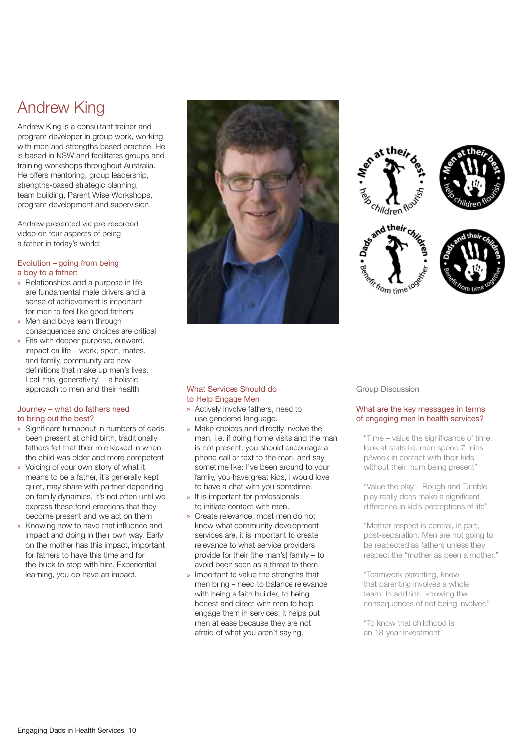# Andrew King

Andrew King is a consultant trainer and program developer in group work, working with men and strengths based practice. He is based in NSW and facilitates groups and training workshops throughout Australia. He offers mentoring, group leadership, strengths-based strategic planning, team building, Parent Wise Workshops, program development and supervision.

Andrew presented via pre-recorded video on four aspects of being a father in today's world:

### Evolution – going from being a boy to a father:

- Relationships and a purpose in life are fundamental male drivers and a sense of achievement is important for men to feel like good fathers
- Men and boys learn through consequences and choices are critical
- Fits with deeper purpose, outward, impact on life – work, sport, mates, and family, community are new definitions that make up men's lives. I call this 'generativity' – a holistic approach to men and their health

### Journey – what do fathers need to bring out the best?

- Significant turnabout in numbers of dads been present at child birth, traditionally fathers felt that their role kicked in when the child was older and more competent
- Voicing of your own story of what it means to be a father, it's generally kept quiet, may share with partner depending on family dynamics. It's not often until we express these fond emotions that they become present and we act on them
- Knowing how to have that influence and impact and doing in their own way. Early on the mother has this impact, important for fathers to have this time and for the buck to stop with him. Experiential learning, you do have an impact.

### What Services Should do to Help Engage Men

- Actively involve fathers, need to use gendered language.
- Make choices and directly involve the man, i.e. if doing home visits and the man is not present, you should encourage a phone call or text to the man, and say sometime like: I've been around to your family, you have great kids, I would love to have a chat with you sometime.
- It is important for professionals to initiate contact with men.
- Create relevance, most men do not know what community development services are, it is important to create relevance to what service providers provide for their [the man's] family – to avoid been seen as a threat to them.
- Important to value the strengths that men bring – need to balance relevance with being a faith builder, to being honest and direct with men to help engage them in services, it helps put men at ease because they are not afraid of what you aren't saying.

Group Discussion

### What are the key messages in terms of engaging men in health services?

"Time – value the significance of time, look at stats i.e. men spend 7 mins p/week in contact with their kids without their mum being present"

"Value the play – Rough and Tumble play really does make a significant difference in kid's perceptions of life"

"Mother respect is central, in part, post-separation. Men are not going to be respected as fathers unless they respect the "mother as been a mother."

"Teamwork parenting, know that parenting involves a whole team. In addition, knowing the consequences of not being involved"

"To know that childhood is an 18-year investment"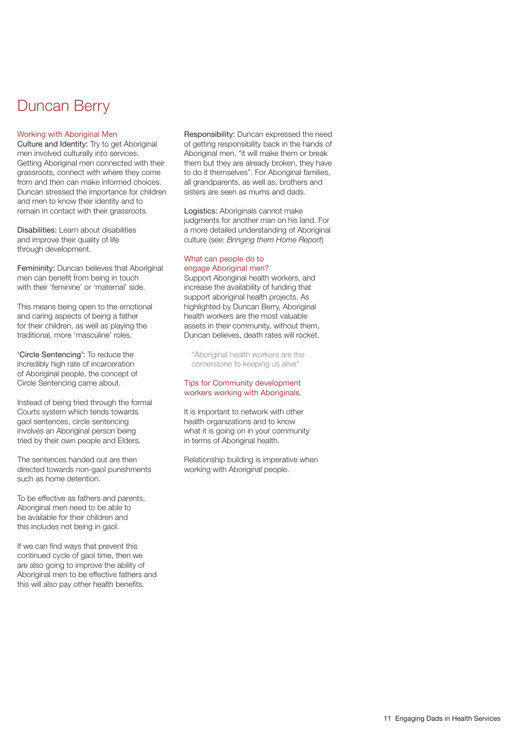# Duncan Berry

## Working with Aboriginal Men

Culture and Identity: Try to get Aboriginal men involved culturally into services. Getting Aboriginal men connected with their grassroots, connect with where they come from and then can make informed choices. Duncan stressed the importance for children and men to know their identity and to remain in contact with their grassroots.

Disabilities: Learn about disabilities and improve their quality of life through development.

Femininity: Duncan believes that Aboriginal men can benefit from being in touch with their 'feminine' or 'maternal' side.

This means being open to the emotional and caring aspects of being a father for their children, as well as playing the traditional, more 'masculine' roles.

'Circle Sentencing': To reduce the incredibly high rate of incarceration of Aboriginal people, the concept of Circle Sentencing came about.

Instead of being tried through the formal Courts system which tends towards gaol sentences, circle sentencing involves an Aboriginal person being tried by their own people and Elders.

The sentences handed out are then directed towards non-gaol punishments such as home detention.

To be effective as fathers and parents, Aboriginal men need to be able to be available for their children and this includes not being in gaol.

If we can find ways that prevent this continued cycle of gaol time, then we are also going to improve the ability of Aboriginal men to be effective fathers and this will also pay other health benefits.

Responsibility: Duncan expressed the need of getting responsibility back in the hands of Aboriginal men, "it will make them or break them but they are already broken, they have to do it themselves". For Aboriginal families, all grandparents, as well as, brothers and sisters are seen as mums and dads.

Logistics: Aboriginals cannot make judgments for another man on his land. For a more detailed understanding of Aboriginal culture (see: *Bringing them Home Report*)

## What can people do to engage Aboriginal men?

Support Aboriginal health workers, and increase the availability of funding that support aboriginal health projects. As highlighted by Duncan Berry, Aboriginal health workers are the most valuable assets in their community, without them, Duncan believes, death rates will rocket.

> "Aboriginal health workers are the cornerstone to keeping us alive"

## Tips for Community development workers working with Aboriginals.

It is important to network with other health organizations and to know what it is going on in your community in terms of Aboriginal health.

Relationship building is imperative when working with Aboriginal people.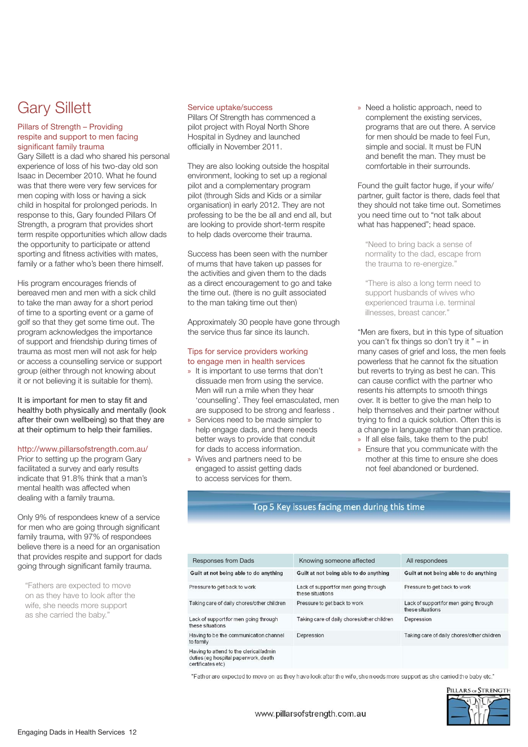# Gary Sillett

## Pillars of Strength – Providing respite and support to men facing significant family trauma

Gary Sillett is a dad who shared his personal experience of loss of his two-day old son Isaac in December 2010. What he found was that there were very few services for men coping with loss or having a sick child in hospital for prolonged periods. In response to this, Gary founded Pillars Of Strength, a program that provides short term respite opportunities which allow dads the opportunity to participate or attend sporting and fitness activities with mates, family or a father who's been there himself.

His program encourages friends of bereaved men and men with a sick child to take the man away for a short period of time to a sporting event or a game of golf so that they get some time out. The program acknowledges the importance of support and friendship during times of trauma as most men will not ask for help or access a counselling service or support group (either through not knowing about it or not believing it is suitable for them).

It is important for men to stay fit and healthy both physically and mentally (look after their own wellbeing) so that they are at their optimum to help their families.

http://www.pillarsofstrength.com.au/

Prior to setting up the program Gary facilitated a survey and early results indicate that 91.8% think that a man's mental health was affected when dealing with a family trauma.

Only 9% of respondees knew of a service for men who are going through significant family trauma, with 97% of respondees believe there is a need for an organisation that provides respite and support for dads going through significant family trauma.

> "Fathers are expected to move on as they have to look after the wife, she needs more support as she carried the baby."

### Service uptake/success

Pillars Of Strength has commenced a pilot project with Royal North Shore Hospital in Sydney and launched officially in November 2011.

They are also looking outside the hospital environment, looking to set up a regional pilot and a complementary program pilot (through Sids and Kids or a similar organisation) in early 2012. They are not professing to be the be all and end all, but are looking to provide short-term respite to help dads overcome their trauma.

Success has been seen with the number of mums that have taken up passes for the activities and given them to the dads as a direct encouragement to go and take the time out. (there is no guilt associated to the man taking time out then)

Approximately 30 people have gone through the service thus far since its launch.

### Tips for service providers working to engage men in health services

- It is important to use terms that don't dissuade men from using the service. Men will run a mile when they hear 'counselling'. They feel emasculated, men are supposed to be strong and fearless .
- Services need to be made simpler to help engage dads, and there needs better ways to provide that conduit for dads to access information.
- Wives and partners need to be engaged to assist getting dads to access services for them.
- Need a holistic approach, need to complement the existing services, programs that are out there. A service for men should be made to feel Fun, simple and social. It must be FUN and benefit the man. They must be comfortable in their surrounds.

Found the guilt factor huge, if your wife/partner, guilt factor is there, dads feel that they should not take time out. Sometimes you need time out to "not talk about what has happened"; head space.

> "Need to bring back a sense of normality to the dad, escape from the trauma to re-energize."

> "There is also a long term need to support husbands of wives who experienced trauma i.e. terminal illnesses, breast cancer."

"Men are fixers, but in this type of situation you can't fix things so don't try it " – in many cases of grief and loss, the men feels powerless that he cannot fix the situation but reverts to trying as best he can. This can cause conflict with the partner who resents his attempts to smooth things over. It is better to give the man help to help themselves and their partner without trying to find a quick solution. Often this is a change in language rather than practice.

- If all else fails, take them to the pub!
- Ensure that you communicate with the mother at this time to ensure she does not feel abandoned or burdened.

### Top 5 Key issues facing men during this time

| Responses from Dads | Knowing someone affected | All respondees |
|---|---|---|
| **Guilt at not being able to do anything** | **Guilt at not being able to do anything** | **Guilt at not being able to do anything** |
| Pressure to get back to work | Lack of support for men going through these situations | Pressure to get back to work |
| Taking care of daily chores/other children | Pressure to get back to work | Lack of support for men going through these situations |
| Lack of support for men going through these situations | Taking care of daily chores/other children | Depression |
| Having to be the communication channel to family | Depression | Taking care of daily chores/other children |
| Having to attend to the clerical/admin duties (eg hospital paperwork, death certificates etc) | | |

"Father are expected to move on as they have look after the wife, she needs more support as she carried the baby etc."

www.pillarsofstrength.com.au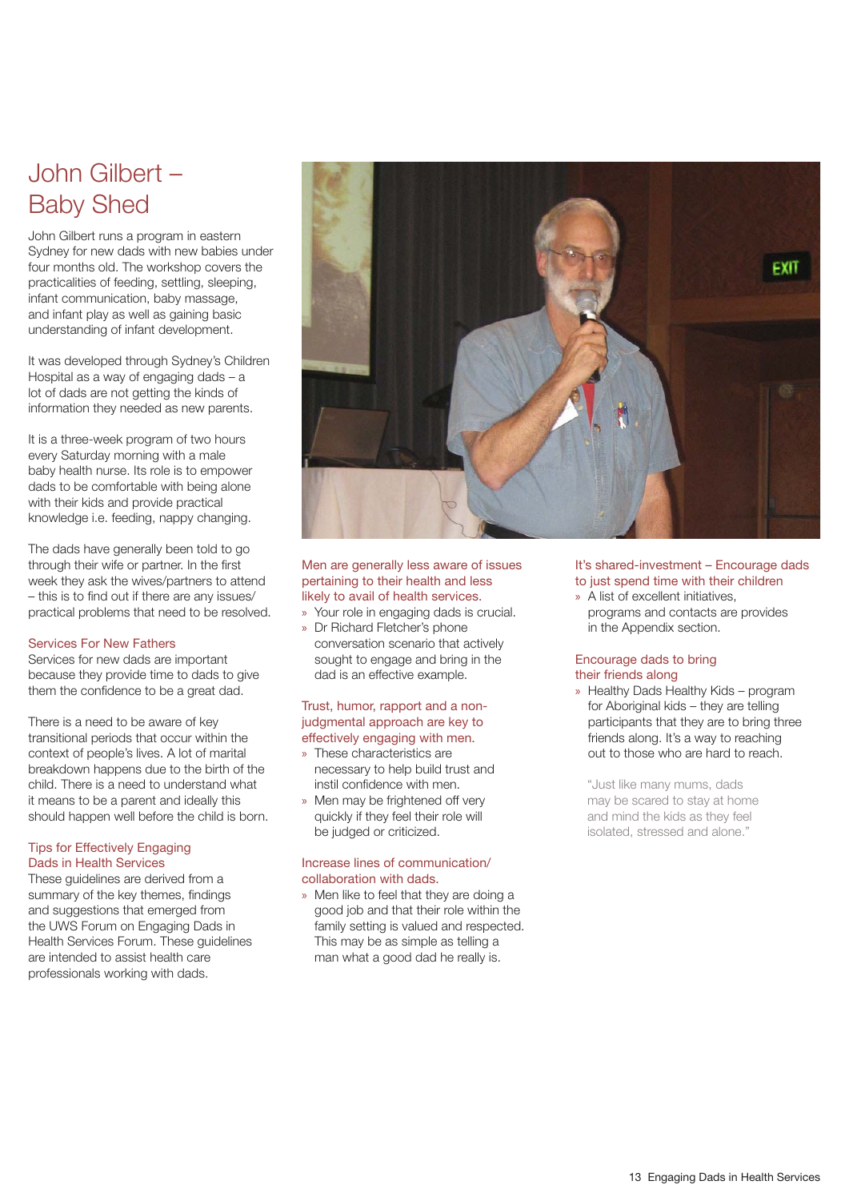# John Gilbert – Baby Shed

John Gilbert runs a program in eastern Sydney for new dads with new babies under four months old. The workshop covers the practicalities of feeding, settling, sleeping, infant communication, baby massage, and infant play as well as gaining basic understanding of infant development.

It was developed through Sydney's Children Hospital as a way of engaging dads – a lot of dads are not getting the kinds of information they needed as new parents.

It is a three-week program of two hours every Saturday morning with a male baby health nurse. Its role is to empower dads to be comfortable with being alone with their kids and provide practical knowledge i.e. feeding, nappy changing.

The dads have generally been told to go through their wife or partner. In the first week they ask the wives/partners to attend – this is to find out if there are any issues/ practical problems that need to be resolved.

## Services For New Fathers

Services for new dads are important because they provide time to dads to give them the confidence to be a great dad.

There is a need to be aware of key transitional periods that occur within the context of people's lives. A lot of marital breakdown happens due to the birth of the child. There is a need to understand what it means to be a parent and ideally this should happen well before the child is born.

## Tips for Effectively Engaging Dads in Health Services

These guidelines are derived from a summary of the key themes, findings and suggestions that emerged from the UWS Forum on Engaging Dads in Health Services Forum. These guidelines are intended to assist health care professionals working with dads.

### Men are generally less aware of issues pertaining to their health and less likely to avail of health services.

- Your role in engaging dads is crucial.
- Dr Richard Fletcher's phone conversation scenario that actively sought to engage and bring in the dad is an effective example.

### Trust, humor, rapport and a non-judgmental approach are key to effectively engaging with men.

- These characteristics are necessary to help build trust and instil confidence with men.
- Men may be frightened off very quickly if they feel their role will be judged or criticized.

### Increase lines of communication/ collaboration with dads.

- Men like to feel that they are doing a good job and that their role within the family setting is valued and respected. This may be as simple as telling a man what a good dad he really is.

### It's shared-investment – Encourage dads to just spend time with their children

- A list of excellent initiatives, programs and contacts are provides in the Appendix section.

### Encourage dads to bring their friends along

- Healthy Dads Healthy Kids – program for Aboriginal kids – they are telling participants that they are to bring three friends along. It's a way to reaching out to those who are hard to reach.

"Just like many mums, dads may be scared to stay at home and mind the kids as they feel isolated, stressed and alone."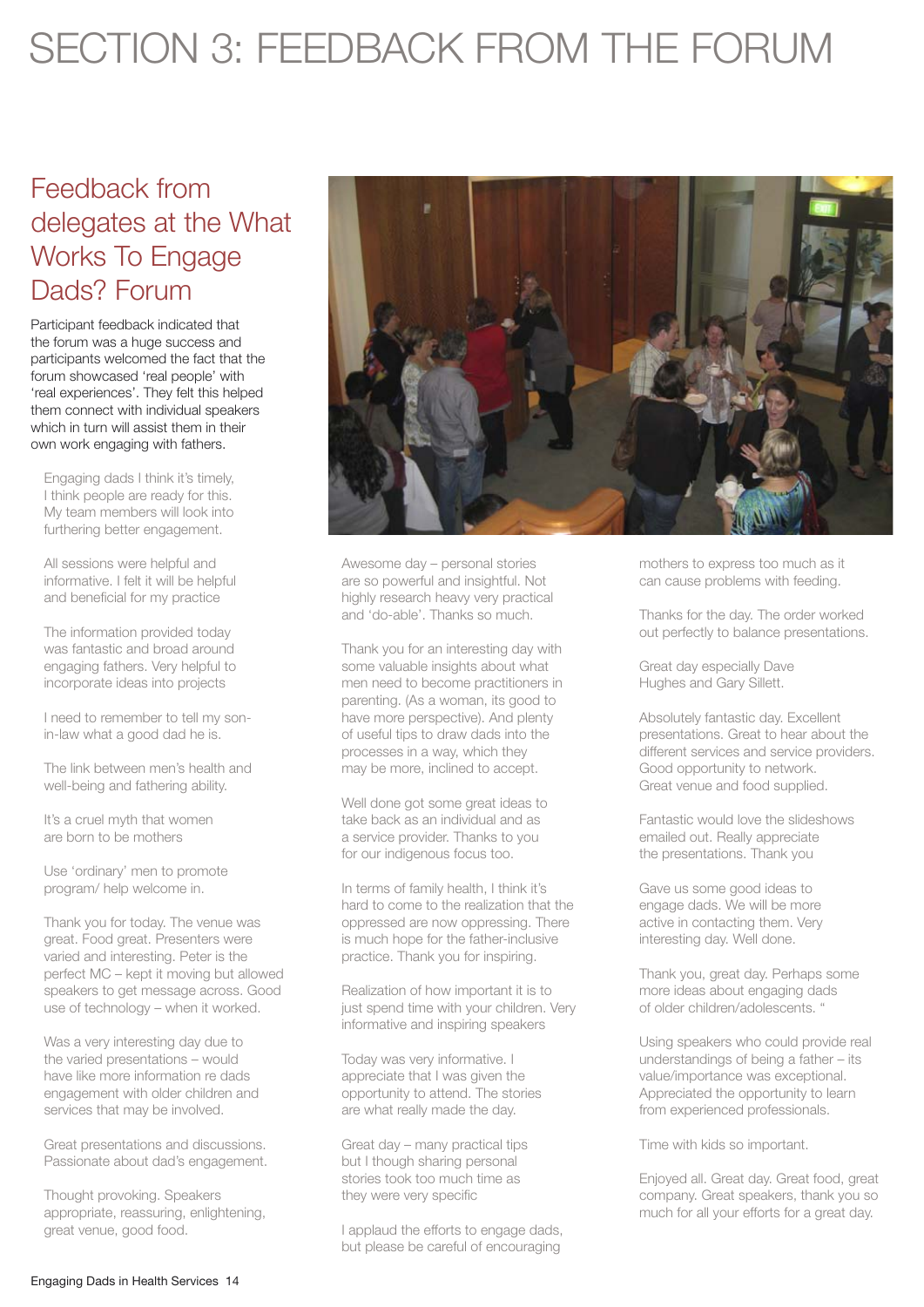# SECTION 3: FEEDBACK FROM THE FORUM

## Feedback from delegates at the What Works To Engage Dads? Forum

Participant feedback indicated that the forum was a huge success and participants welcomed the fact that the forum showcased 'real people' with 'real experiences'. They felt this helped them connect with individual speakers which in turn will assist them in their own work engaging with fathers.

Engaging dads I think it's timely, I think people are ready for this. My team members will look into furthering better engagement.

All sessions were helpful and informative. I felt it will be helpful and beneficial for my practice

The information provided today was fantastic and broad around engaging fathers. Very helpful to incorporate ideas into projects

I need to remember to tell my son-in-law what a good dad he is.

The link between men's health and well-being and fathering ability.

It's a cruel myth that women are born to be mothers

Use 'ordinary' men to promote program/ help welcome in.

Thank you for today. The venue was great. Food great. Presenters were varied and interesting. Peter is the perfect MC – kept it moving but allowed speakers to get message across. Good use of technology – when it worked.

Was a very interesting day due to the varied presentations – would have like more information re dads engagement with older children and services that may be involved.

Great presentations and discussions. Passionate about dad's engagement.

Thought provoking. Speakers appropriate, reassuring, enlightening, great venue, good food.

Awesome day – personal stories are so powerful and insightful. Not highly research heavy very practical and 'do-able'. Thanks so much.

Thank you for an interesting day with some valuable insights about what men need to become practitioners in parenting. (As a woman, its good to have more perspective). And plenty of useful tips to draw dads into the processes in a way, which they may be more, inclined to accept.

Well done got some great ideas to take back as an individual and as a service provider. Thanks to you for our indigenous focus too.

In terms of family health, I think it's hard to come to the realization that the oppressed are now oppressing. There is much hope for the father-inclusive practice. Thank you for inspiring.

Realization of how important it is to just spend time with your children. Very informative and inspiring speakers

Today was very informative. I appreciate that I was given the opportunity to attend. The stories are what really made the day.

Great day – many practical tips but I though sharing personal stories took too much time as they were very specific

I applaud the efforts to engage dads, but please be careful of encouraging mothers to express too much as it can cause problems with feeding.

Thanks for the day. The order worked out perfectly to balance presentations.

Great day especially Dave Hughes and Gary Sillett.

Absolutely fantastic day. Excellent presentations. Great to hear about the different services and service providers. Good opportunity to network. Great venue and food supplied.

Fantastic would love the slideshows emailed out. Really appreciate the presentations. Thank you

Gave us some good ideas to engage dads. We will be more active in contacting them. Very interesting day. Well done.

Thank you, great day. Perhaps some more ideas about engaging dads of older children/adolescents. "

Using speakers who could provide real understandings of being a father – its value/importance was exceptional. Appreciated the opportunity to learn from experienced professionals.

Time with kids so important.

Enjoyed all. Great day. Great food, great company. Great speakers, thank you so much for all your efforts for a great day.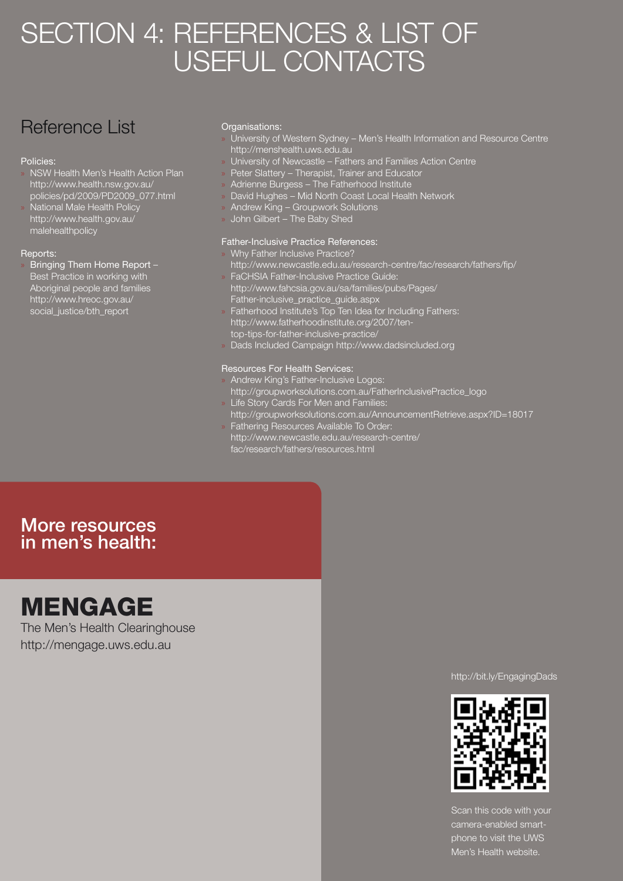# SECTION 4: REFERENCES & LIST OF USEFUL CONTACTS

## Reference List

### Policies:

- NSW Health Men's Health Action Plan http://www.health.nsw.gov.au/policies/pd/2009/PD2009_077.html
- National Male Health Policy http://www.health.gov.au/malehealthpolicy

### Reports:

- Bringing Them Home Report – Best Practice in working with Aboriginal people and families http://www.hreoc.gov.au/social_justice/bth_report

### Organisations:

- University of Western Sydney – Men's Health Information and Resource Centre http://menshealth.uws.edu.au
- University of Newcastle – Fathers and Families Action Centre
- Peter Slattery – Therapist, Trainer and Educator
- Adrienne Burgess – The Fatherhood Institute
- David Hughes – Mid North Coast Local Health Network
- Andrew King – Groupwork Solutions
- John Gilbert – The Baby Shed

### Father-Inclusive Practice References:

- Why Father Inclusive Practice? http://www.newcastle.edu.au/research-centre/fac/research/fathers/fip/
- FaCHSIA Father-Inclusive Practice Guide: http://www.fahcsia.gov.au/sa/families/pubs/Pages/Father-inclusive_practice_guide.aspx
- Fatherhood Institute's Top Ten Idea for Including Fathers: http://www.fatherhoodinstitute.org/2007/ten-top-tips-for-father-inclusive-practice/
- Dads Included Campaign http://www.dadsincluded.org

### Resources For Health Services:

- Andrew King's Father-Inclusive Logos: http://groupworksolutions.com.au/FatherInclusivePractice_logo
- Life Story Cards For Men and Families: http://groupworksolutions.com.au/AnnouncementRetrieve.aspx?ID=18017
- Fathering Resources Available To Order: http://www.newcastle.edu.au/research-centre/fac/research/fathers/resources.html

## More resources in men's health:

**MENGAGE**

The Men's Health Clearinghouse
http://mengage.uws.edu.au

http://bit.ly/EngagingDads

Scan this code with your camera-enabled smart-phone to visit the UWS Men's Health website.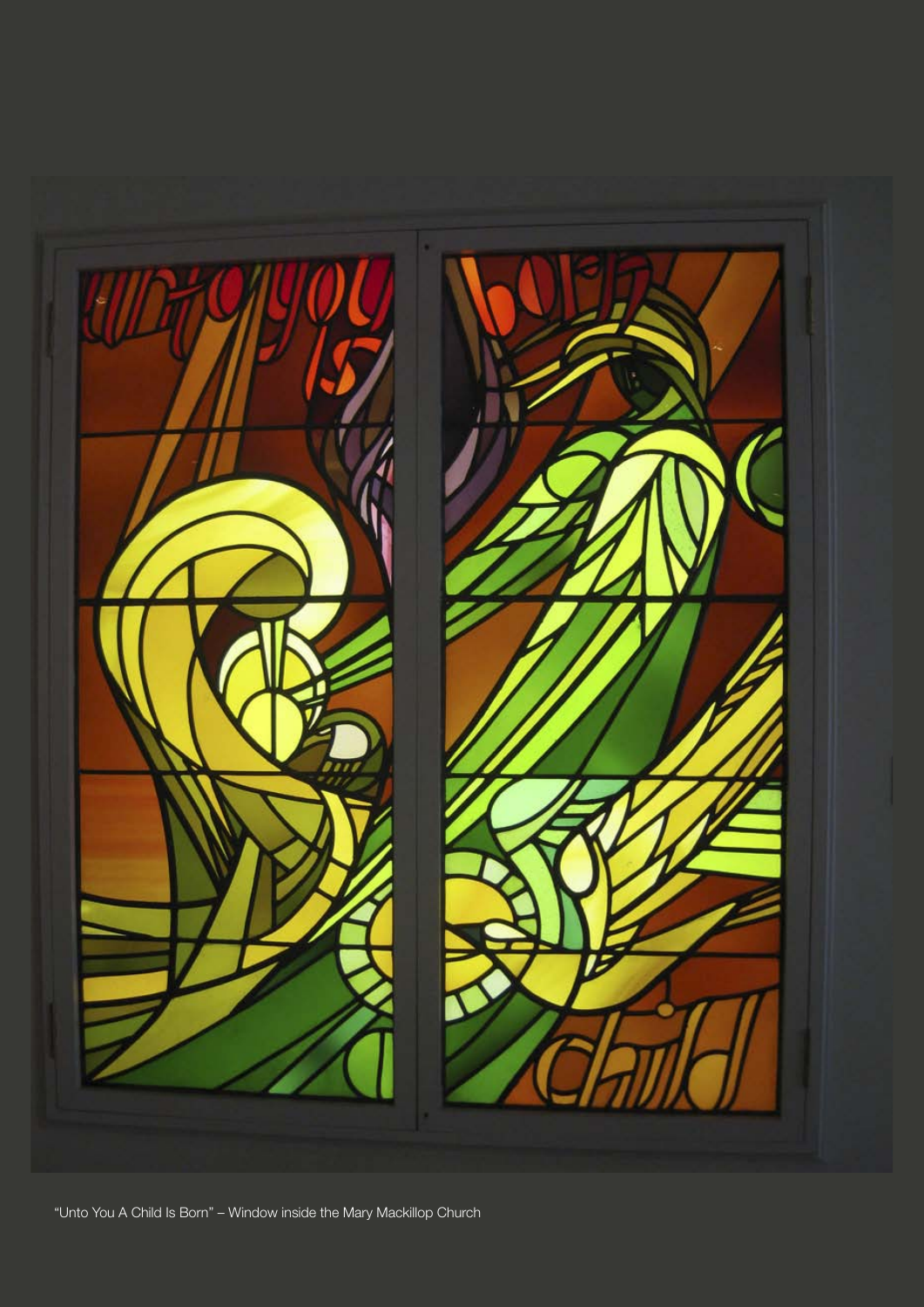"Unto You A Child Is Born" – Window inside the Mary Mackillop Church